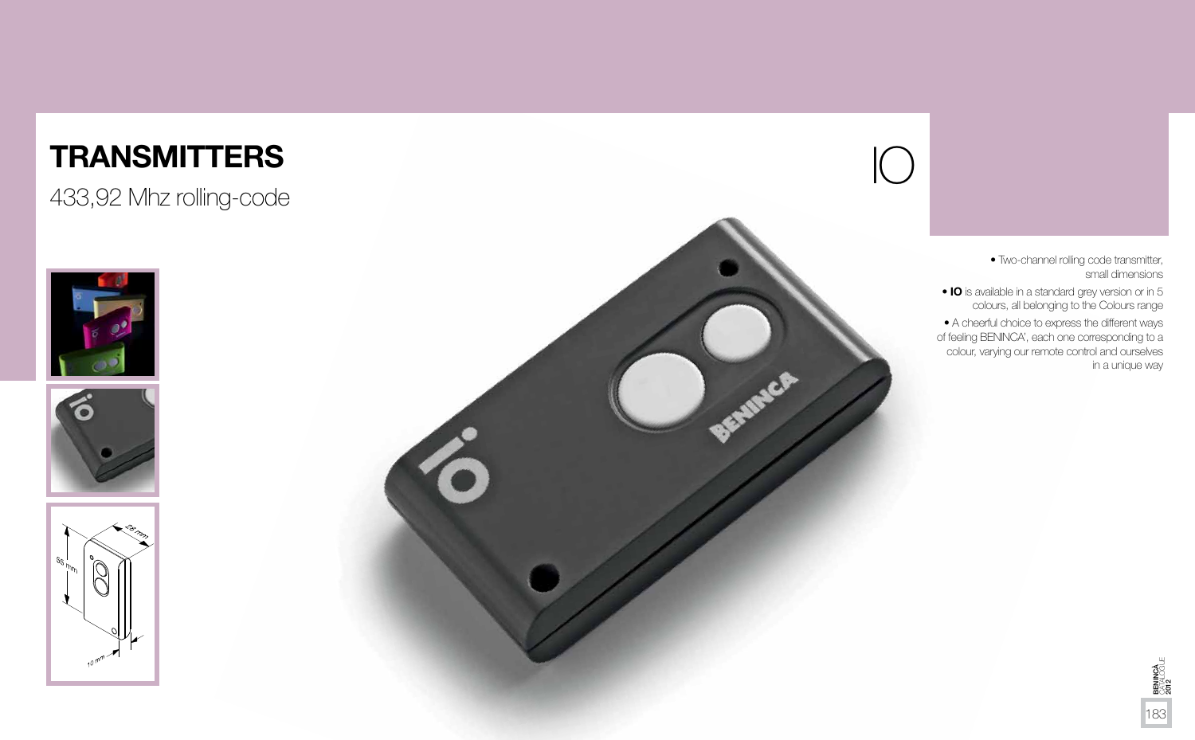# TRANSMITTERS

433,92 Mhz rolling-code

## IO

- Two-channel rolling code transmitter, small dimensions
- **IO** is available in a standard grey version or in 5 colours, all belonging to the Colours range
- A cheerful choice to express the different ways of feeling BENINCA', each one corresponding to a colour, varying our remote control and ourselves in a unique way

55 mm

28 mm

10 mm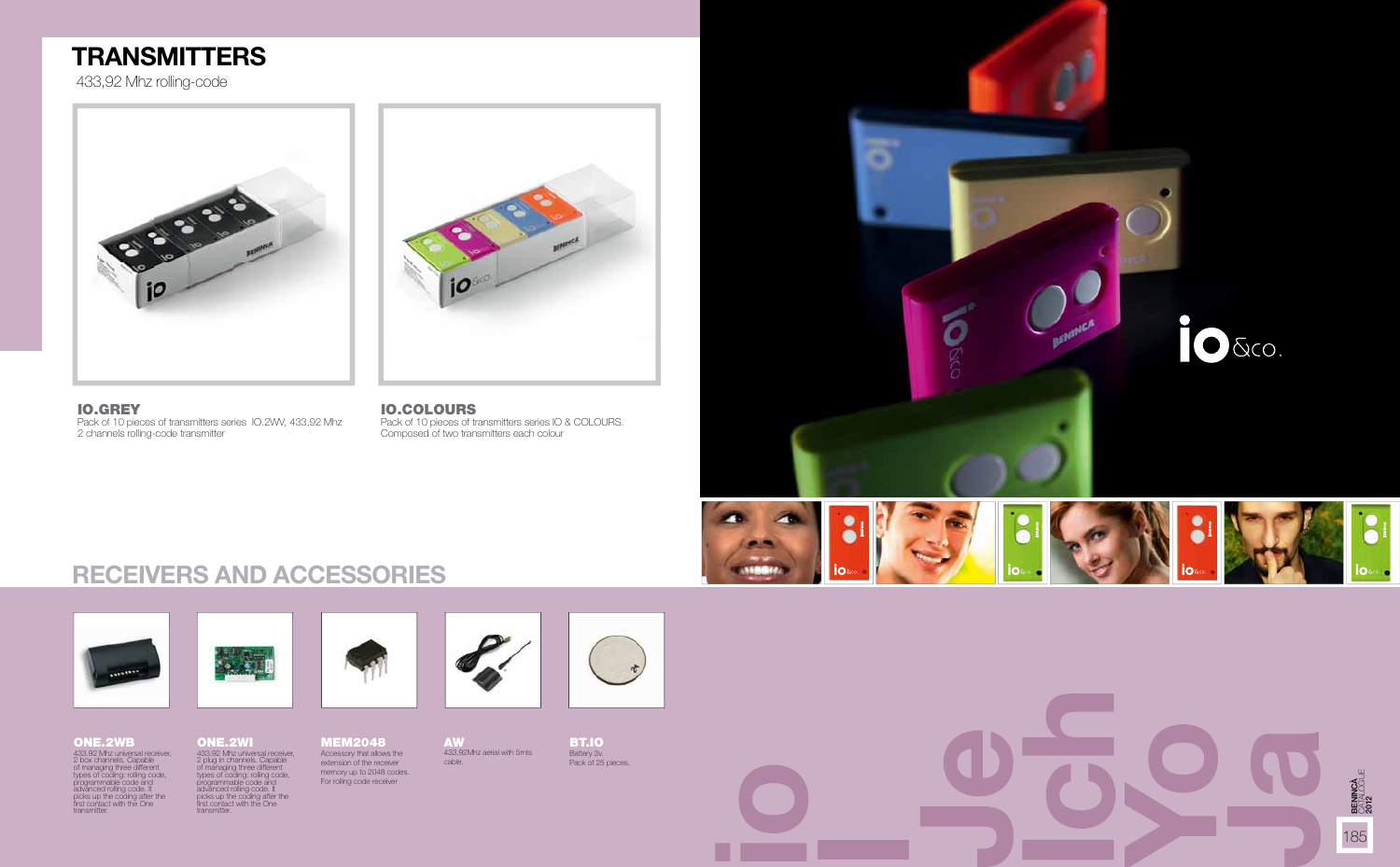# TRANSMITTERS

433,92 Mhz rolling-code

**IO.GREY**
Pack of 10 pieces of transmitters series IO.2WV, 433,92 Mhz 2 channels rolling-code transmitter

**IO.COLOURS**
Pack of 10 pieces of transmitters series IO & COLOURS. Composed of two transmitters each colour

io &co.

# RECEIVERS AND ACCESSORIES

**ONE.2WB**
433,92 Mhz universal receiver, 2 box channels. Capable of managing three different types of coding: rolling code, programmable code and advanced rolling code. It picks up the coding after the first contact with the One transmitter.

**ONE.2WI**
433,92 Mhz universal receiver, 2 plug in channels. Capable of managing three different types of coding: rolling code, programmable code and advanced rolling code. It picks up the coding after the first contact with the One transmitter.

**MEM2048**
Accessory that allows the extension of the receiver memory up to 2048 codes. For rolling code receiver

**AW**
433,92Mhz aerial with 5mts cable.

**BT.IO**
Battery 3v.
Pack of 25 pieces.

io_je ich yo ja